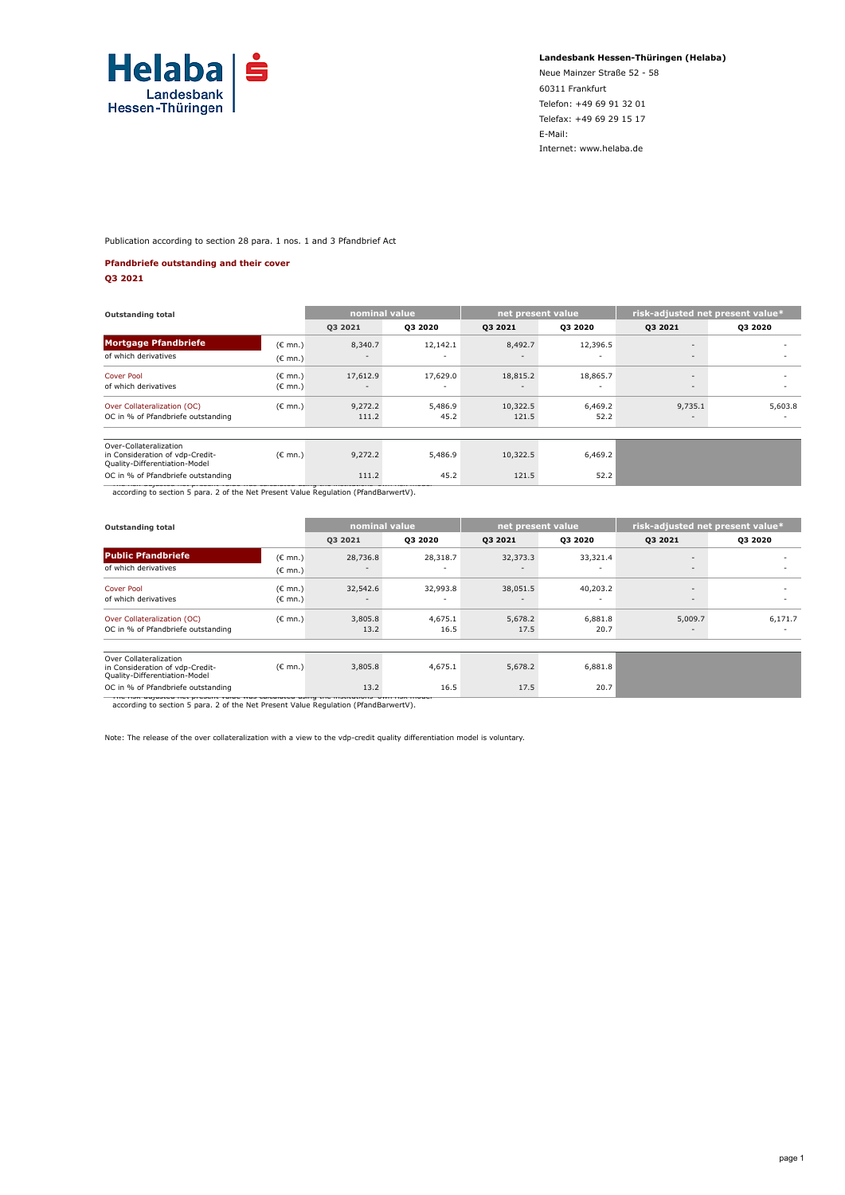**Landesbank Hessen-Thüringen (Helaba)**
Neue Mainzer Straße 52 - 58
60311 Frankfurt
Telefon: +49 69 91 32 01
Telefax: +49 69 29 15 17
E-Mail:
Internet: www.helaba.de

Publication according to section 28 para. 1 nos. 1 and 3 Pfandbrief Act

**Pfandbriefe outstanding and their cover**
**Q3 2021**

| Outstanding total | | nominal value | | net present value | | risk-adjusted net present value* | |
|---|---|---|---|---|---|---|---|
| | | Q3 2021 | Q3 2020 | Q3 2021 | Q3 2020 | Q3 2021 | Q3 2020 |
| **Mortgage Pfandbriefe** | (€ mn.) | 8,340.7 | 12,142.1 | 8,492.7 | 12,396.5 | - | - |
| of which derivatives | (€ mn.) | - | - | - | - | - | - |
| Cover Pool | (€ mn.) | 17,612.9 | 17,629.0 | 18,815.2 | 18,865.7 | - | - |
| of which derivatives | (€ mn.) | - | - | - | - | - | - |
| Over Collateralization (OC) | (€ mn.) | 9,272.2 | 5,486.9 | 10,322.5 | 6,469.2 | 9,735.1 | 5,603.8 |
| OC in % of Pfandbriefe outstanding | | 111.2 | 45.2 | 121.5 | 52.2 | - | - |
| Over-Collateralization in Consideration of vdp-Credit-Quality-Differentiation-Model | (€ mn.) | 9,272.2 | 5,486.9 | 10,322.5 | 6,469.2 | | |
| OC in % of Pfandbriefe outstanding | | 111.2 | 45.2 | 121.5 | 52.2 | | |

\* The risk-adjusted net present value was calculated using the institutions' own risk model according to section 5 para. 2 of the Net Present Value Regulation (PfandBarwertV).

| Outstanding total | | nominal value | | net present value | | risk-adjusted net present value* | |
|---|---|---|---|---|---|---|---|
| | | Q3 2021 | Q3 2020 | Q3 2021 | Q3 2020 | Q3 2021 | Q3 2020 |
| **Public Pfandbriefe** | (€ mn.) | 28,736.8 | 28,318.7 | 32,373.3 | 33,321.4 | - | - |
| of which derivatives | (€ mn.) | - | - | - | - | - | - |
| Cover Pool | (€ mn.) | 32,542.6 | 32,993.8 | 38,051.5 | 40,203.2 | - | - |
| of which derivatives | (€ mn.) | - | - | - | - | - | - |
| Over Collateralization (OC) | (€ mn.) | 3,805.8 | 4,675.1 | 5,678.2 | 6,881.8 | 5,009.7 | 6,171.7 |
| OC in % of Pfandbriefe outstanding | | 13.2 | 16.5 | 17.5 | 20.7 | - | - |
| Over Collateralization in Consideration of vdp-Credit-Quality-Differentiation-Model | (€ mn.) | 3,805.8 | 4,675.1 | 5,678.2 | 6,881.8 | | |
| OC in % of Pfandbriefe outstanding | | 13.2 | 16.5 | 17.5 | 20.7 | | |

\* The risk-adjusted net present value was calculated using the institutions' own risk model according to section 5 para. 2 of the Net Present Value Regulation (PfandBarwertV).

Note: The release of the over collateralization with a view to the vdp-credit quality differentiation model is voluntary.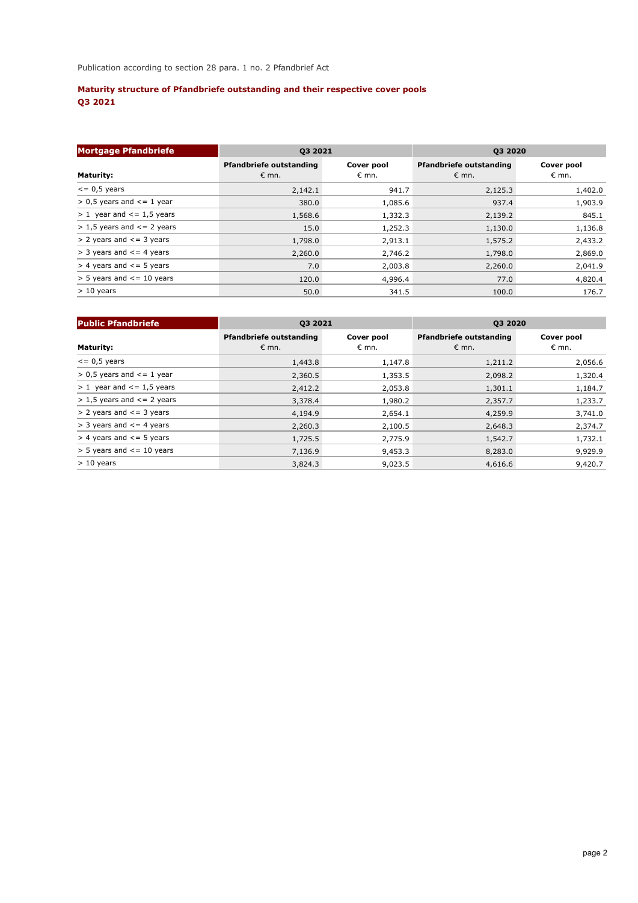Publication according to section 28 para. 1 no. 2 Pfandbrief Act

**Maturity structure of Pfandbriefe outstanding and their respective cover pools**
**Q3 2021**

| Mortgage Pfandbriefe | Q3 2021 | | Q3 2020 | |
|---|---|---|---|---|
| Maturity: | Pfandbriefe outstanding € mn. | Cover pool € mn. | Pfandbriefe outstanding € mn. | Cover pool € mn. |
| <= 0,5 years | 2,142.1 | 941.7 | 2,125.3 | 1,402.0 |
| > 0,5 years and <= 1 year | 380.0 | 1,085.6 | 937.4 | 1,903.9 |
| > 1 year and <= 1,5 years | 1,568.6 | 1,332.3 | 2,139.2 | 845.1 |
| > 1,5 years and <= 2 years | 15.0 | 1,252.3 | 1,130.0 | 1,136.8 |
| > 2 years and <= 3 years | 1,798.0 | 2,913.1 | 1,575.2 | 2,433.2 |
| > 3 years and <= 4 years | 2,260.0 | 2,746.2 | 1,798.0 | 2,869.0 |
| > 4 years and <= 5 years | 7.0 | 2,003.8 | 2,260.0 | 2,041.9 |
| > 5 years and <= 10 years | 120.0 | 4,996.4 | 77.0 | 4,820.4 |
| > 10 years | 50.0 | 341.5 | 100.0 | 176.7 |

| Public Pfandbriefe | Q3 2021 | | Q3 2020 | |
|---|---|---|---|---|
| Maturity: | Pfandbriefe outstanding € mn. | Cover pool € mn. | Pfandbriefe outstanding € mn. | Cover pool € mn. |
| <= 0,5 years | 1,443.8 | 1,147.8 | 1,211.2 | 2,056.6 |
| > 0,5 years and <= 1 year | 2,360.5 | 1,353.5 | 2,098.2 | 1,320.4 |
| > 1 year and <= 1,5 years | 2,412.2 | 2,053.8 | 1,301.1 | 1,184.7 |
| > 1,5 years and <= 2 years | 3,378.4 | 1,980.2 | 2,357.7 | 1,233.7 |
| > 2 years and <= 3 years | 4,194.9 | 2,654.1 | 4,259.9 | 3,741.0 |
| > 3 years and <= 4 years | 2,260.3 | 2,100.5 | 2,648.3 | 2,374.7 |
| > 4 years and <= 5 years | 1,725.5 | 2,775.9 | 1,542.7 | 1,732.1 |
| > 5 years and <= 10 years | 7,136.9 | 9,453.3 | 8,283.0 | 9,929.9 |
| > 10 years | 3,824.3 | 9,023.5 | 4,616.6 | 9,420.7 |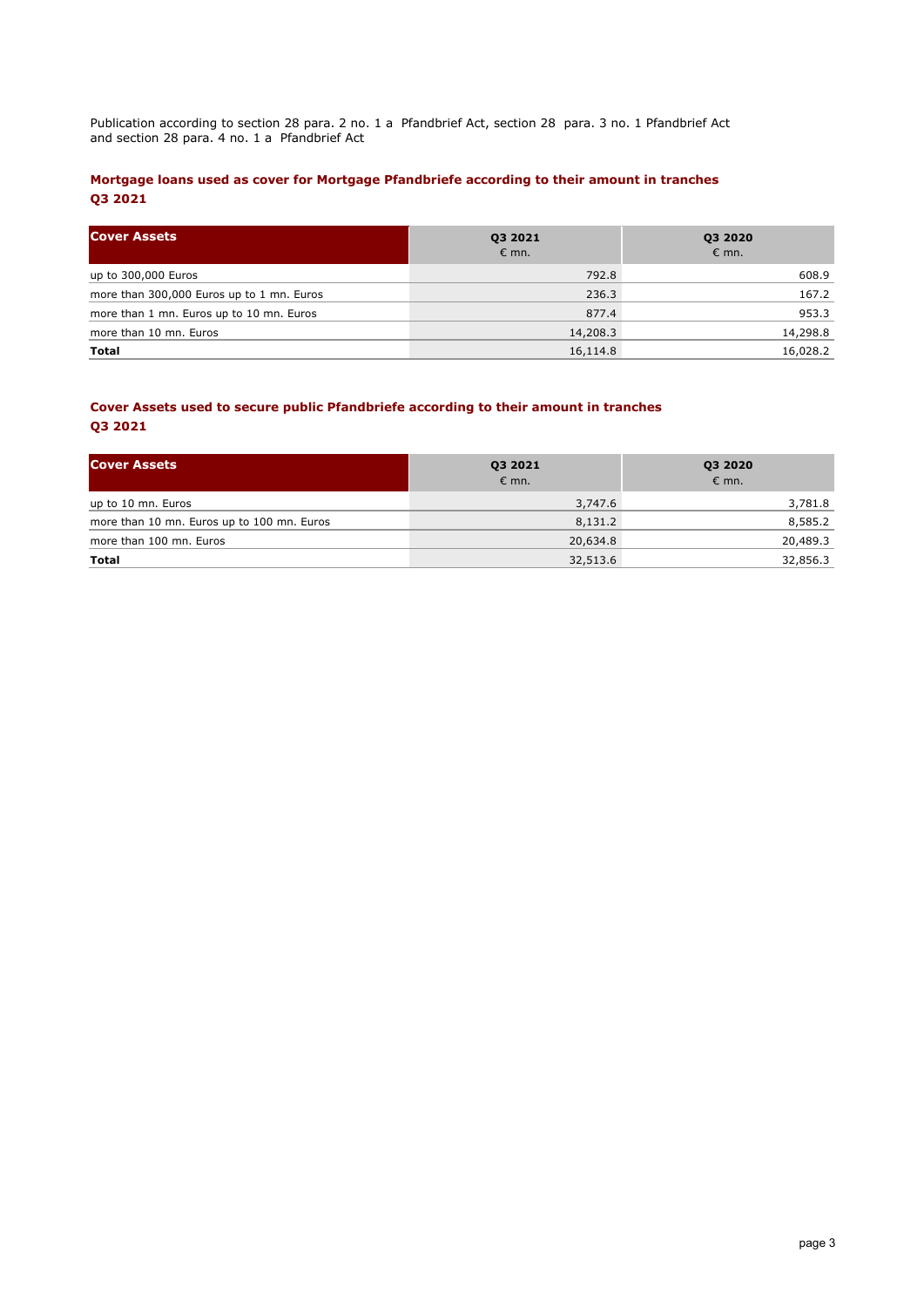Publication according to section 28 para. 2 no. 1 a Pfandbrief Act, section 28 para. 3 no. 1 Pfandbrief Act and section 28 para. 4 no. 1 a Pfandbrief Act

### Mortgage loans used as cover for Mortgage Pfandbriefe according to their amount in tranches Q3 2021

| Cover Assets | Q3 2021 € mn. | Q3 2020 € mn. |
|---|---|---|
| up to 300,000 Euros | 792.8 | 608.9 |
| more than 300,000 Euros up to 1 mn. Euros | 236.3 | 167.2 |
| more than 1 mn. Euros up to 10 mn. Euros | 877.4 | 953.3 |
| more than 10 mn. Euros | 14,208.3 | 14,298.8 |
| **Total** | 16,114.8 | 16,028.2 |

### Cover Assets used to secure public Pfandbriefe according to their amount in tranches Q3 2021

| Cover Assets | Q3 2021 € mn. | Q3 2020 € mn. |
|---|---|---|
| up to 10 mn. Euros | 3,747.6 | 3,781.8 |
| more than 10 mn. Euros up to 100 mn. Euros | 8,131.2 | 8,585.2 |
| more than 100 mn. Euros | 20,634.8 | 20,489.3 |
| **Total** | 32,513.6 | 32,856.3 |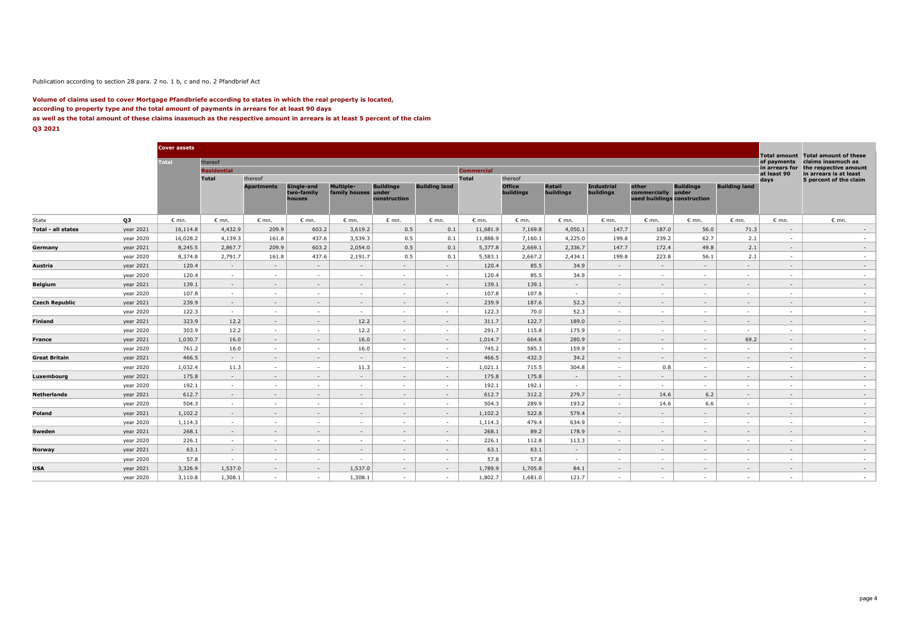Publication according to section 28 para. 2 no. 1 b, c and no. 2 Pfandbrief Act

**Volume of claims used to cover Mortgage Pfandbriefe according to states in which the real property is located,**
**according to property type and the total amount of payments in arrears for at least 90 days**
**as well as the total amount of these claims inasmuch as the respective amount in arrears is at least 5 percent of the claim**
**Q3 2021**

| | | Cover assets | | | | | | | | | | | | | | | Total amount of payments in arrears for at least 90 days | Total amount of these claims inasmuch as the respective amount in arrears is at least 5 percent of the claim |
|---|---|---|---|---|---|---|---|---|---|---|---|---|---|---|---|---|---|---|
| | | Total | thereof | | | | | | | | | | | | | | | |
| | | | Residential | | | | | | Commercial | | | | | | | | | |
| | | | Total | thereof | | | | | Total | thereof | | | | | | | | |
| | | | | Apartments | Single-and two-family houses | Multiple-family houses | Buildings under construction | Building land | | Office buildings | Retail buildings | Industrial buildings | other commercially used buildings | Buildings under construction | Building land | | | |
| State | Q3 | € mn. | € mn. | € mn. | € mn. | € mn. | € mn. | € mn. | € mn. | € mn. | € mn. | € mn. | € mn. | € mn. | € mn. | | € mn. | € mn. |
| **Total - all states** | year 2021 | 16,114.8 | 4,432.9 | 209.9 | 603.2 | 3,619.2 | 0.5 | 0.1 | 11,681.9 | 7,169.8 | 4,050.1 | 147.7 | 187.0 | 56.0 | 71.3 | | - | - |
| | year 2020 | 16,028.2 | 4,139.3 | 161.8 | 437.6 | 3,539.3 | 0.5 | 0.1 | 11,888.9 | 7,160.1 | 4,225.0 | 199.8 | 239.2 | 62.7 | 2.1 | | - | - |
| **Germany** | year 2021 | 8,245.5 | 2,867.7 | 209.9 | 603.2 | 2,054.0 | 0.5 | 0.1 | 5,377.8 | 2,669.1 | 2,336.7 | 147.7 | 172.4 | 49.8 | 2.1 | | - | - |
| | year 2020 | 8,374.8 | 2,791.7 | 161.8 | 437.6 | 2,191.7 | 0.5 | 0.1 | 5,583.1 | 2,667.2 | 2,434.1 | 199.8 | 223.8 | 56.1 | 2.1 | | - | - |
| **Austria** | year 2021 | 120.4 | - | - | - | - | - | - | 120.4 | 85.5 | 34.9 | - | - | - | - | | - | - |
| | year 2020 | 120.4 | - | - | - | - | - | - | 120.4 | 85.5 | 34.9 | - | - | - | - | | - | - |
| **Belgium** | year 2021 | 139.1 | - | - | - | - | - | - | 139.1 | 139.1 | - | - | - | - | - | | - | - |
| | year 2020 | 107.8 | - | - | - | - | - | - | 107.8 | 107.8 | - | - | - | - | - | | - | - |
| **Czech Republic** | year 2021 | 239.9 | - | - | - | - | - | - | 239.9 | 187.6 | 52.3 | - | - | - | - | | - | - |
| | year 2020 | 122.3 | - | - | - | - | - | - | 122.3 | 70.0 | 52.3 | - | - | - | - | | - | - |
| **Finland** | year 2021 | 323.9 | 12.2 | - | - | 12.2 | - | - | 311.7 | 122.7 | 189.0 | - | - | - | - | | - | - |
| | year 2020 | 303.9 | 12.2 | - | - | 12.2 | - | - | 291.7 | 115.8 | 175.9 | - | - | - | - | | - | - |
| **France** | year 2021 | 1,030.7 | 16.0 | - | - | 16.0 | - | - | 1,014.7 | 664.6 | 280.9 | - | - | - | 69.2 | | - | - |
| | year 2020 | 761.2 | 16.0 | - | - | 16.0 | - | - | 745.2 | 585.3 | 159.9 | - | - | - | - | | - | - |
| **Great Britain** | year 2021 | 466.5 | - | - | - | - | - | - | 466.5 | 432.3 | 34.2 | - | - | - | - | | - | - |
| | year 2020 | 1,032.4 | 11.3 | - | - | 11.3 | - | - | 1,021.1 | 715.5 | 304.8 | - | 0.8 | - | - | | - | - |
| **Luxembourg** | year 2021 | 175.8 | - | - | - | - | - | - | 175.8 | 175.8 | - | - | - | - | - | | - | - |
| | year 2020 | 192.1 | - | - | - | - | - | - | 192.1 | 192.1 | - | - | - | - | - | | - | - |
| **Netherlands** | year 2021 | 612.7 | - | - | - | - | - | - | 612.7 | 312.2 | 279.7 | - | 14.6 | 6.2 | - | | - | - |
| | year 2020 | 504.3 | - | - | - | - | - | - | 504.3 | 289.9 | 193.2 | - | 14.6 | 6.6 | - | | - | - |
| **Poland** | year 2021 | 1,102.2 | - | - | - | - | - | - | 1,102.2 | 522.8 | 579.4 | - | - | - | - | | - | - |
| | year 2020 | 1,114.3 | - | - | - | - | - | - | 1,114.3 | 479.4 | 634.9 | - | - | - | - | | - | - |
| **Sweden** | year 2021 | 268.1 | - | - | - | - | - | - | 268.1 | 89.2 | 178.9 | - | - | - | - | | - | - |
| | year 2020 | 226.1 | - | - | - | - | - | - | 226.1 | 112.8 | 113.3 | - | - | - | - | | - | - |
| **Norway** | year 2021 | 63.1 | - | - | - | - | - | - | 63.1 | 63.1 | - | - | - | - | - | | - | - |
| | year 2020 | 57.8 | - | - | - | - | - | - | 57.8 | 57.8 | - | - | - | - | - | | - | - |
| **USA** | year 2021 | 3,326.9 | 1,537.0 | - | - | 1,537.0 | - | - | 1,789.9 | 1,705.8 | 84.1 | - | - | - | - | | - | - |
| | year 2020 | 3,110.8 | 1,308.1 | - | - | 1,308.1 | - | - | 1,802.7 | 1,681.0 | 121.7 | - | - | - | - | | - | - |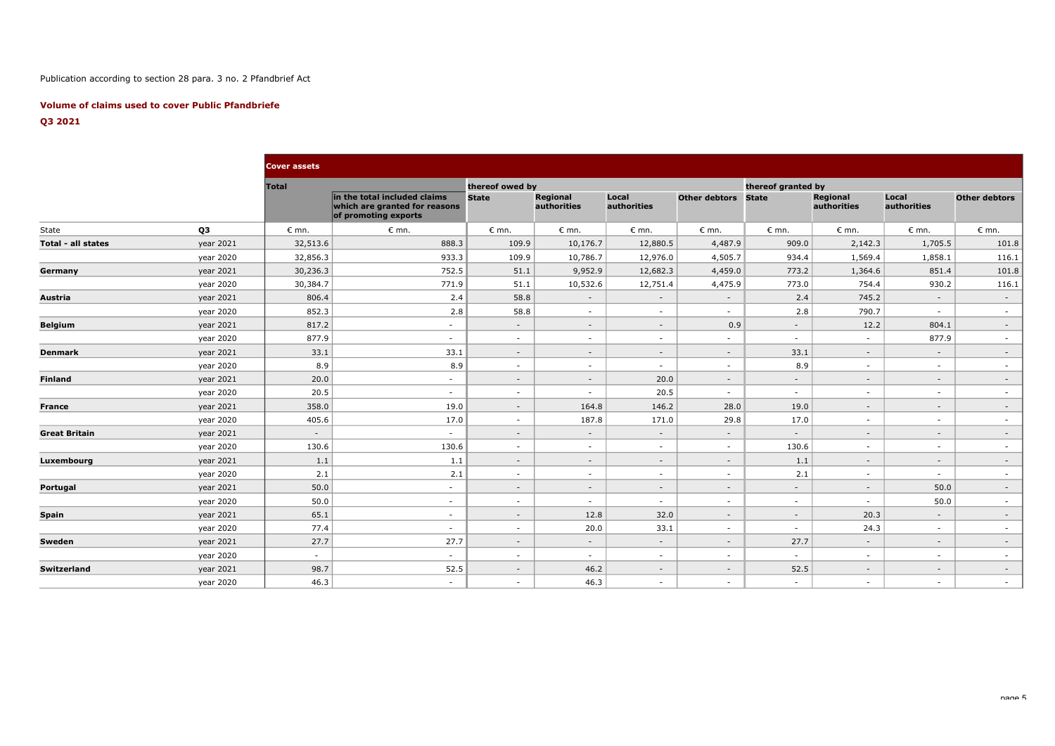Publication according to section 28 para. 3 no. 2 Pfandbrief Act

**Volume of claims used to cover Public Pfandbriefe**

**Q3 2021**

| | | Cover assets | | | | | | | | | |
|---|---|---|---|---|---|---|---|---|---|---|---|
| | | Total | | thereof owed by | | | | thereof granted by | | | |
| | | | in the total included claims which are granted for reasons of promoting exports | State | Regional authorities | Local authorities | Other debtors | State | Regional authorities | Local authorities | Other debtors |
| State | Q3 | € mn. | € mn. | € mn. | € mn. | € mn. | € mn. | € mn. | € mn. | € mn. | € mn. |
| **Total - all states** | year 2021 | 32,513.6 | 888.3 | 109.9 | 10,176.7 | 12,880.5 | 4,487.9 | 909.0 | 2,142.3 | 1,705.5 | 101.8 |
| | year 2020 | 32,856.3 | 933.3 | 109.9 | 10,786.7 | 12,976.0 | 4,505.7 | 934.4 | 1,569.4 | 1,858.1 | 116.1 |
| **Germany** | year 2021 | 30,236.3 | 752.5 | 51.1 | 9,952.9 | 12,682.3 | 4,459.0 | 773.2 | 1,364.6 | 851.4 | 101.8 |
| | year 2020 | 30,384.7 | 771.9 | 51.1 | 10,532.6 | 12,751.4 | 4,475.9 | 773.0 | 754.4 | 930.2 | 116.1 |
| **Austria** | year 2021 | 806.4 | 2.4 | 58.8 | - | - | - | 2.4 | 745.2 | - | - |
| | year 2020 | 852.3 | 2.8 | 58.8 | - | - | - | 2.8 | 790.7 | - | - |
| **Belgium** | year 2021 | 817.2 | - | - | - | - | 0.9 | - | 12.2 | 804.1 | - |
| | year 2020 | 877.9 | - | - | - | - | - | - | - | 877.9 | - |
| **Denmark** | year 2021 | 33.1 | 33.1 | - | - | - | - | 33.1 | - | - | - |
| | year 2020 | 8.9 | 8.9 | - | - | - | - | 8.9 | - | - | - |
| **Finland** | year 2021 | 20.0 | - | - | - | 20.0 | - | - | - | - | - |
| | year 2020 | 20.5 | - | - | - | 20.5 | - | - | - | - | - |
| **France** | year 2021 | 358.0 | 19.0 | - | 164.8 | 146.2 | 28.0 | 19.0 | - | - | - |
| | year 2020 | 405.6 | 17.0 | - | 187.8 | 171.0 | 29.8 | 17.0 | - | - | - |
| **Great Britain** | year 2021 | - | - | - | - | - | - | - | - | - | - |
| | year 2020 | 130.6 | 130.6 | - | - | - | - | 130.6 | - | - | - |
| **Luxembourg** | year 2021 | 1.1 | 1.1 | - | - | - | - | 1.1 | - | - | - |
| | year 2020 | 2.1 | 2.1 | - | - | - | - | 2.1 | - | - | - |
| **Portugal** | year 2021 | 50.0 | - | - | - | - | - | - | - | 50.0 | - |
| | year 2020 | 50.0 | - | - | - | - | - | - | - | 50.0 | - |
| **Spain** | year 2021 | 65.1 | - | - | 12.8 | 32.0 | - | - | 20.3 | - | - |
| | year 2020 | 77.4 | - | - | 20.0 | 33.1 | - | - | 24.3 | - | - |
| **Sweden** | year 2021 | 27.7 | 27.7 | - | - | - | - | 27.7 | - | - | - |
| | year 2020 | - | - | - | - | - | - | - | - | - | - |
| **Switzerland** | year 2021 | 98.7 | 52.5 | - | 46.2 | - | - | 52.5 | - | - | - |
| | year 2020 | 46.3 | - | - | 46.3 | - | - | - | - | - | - |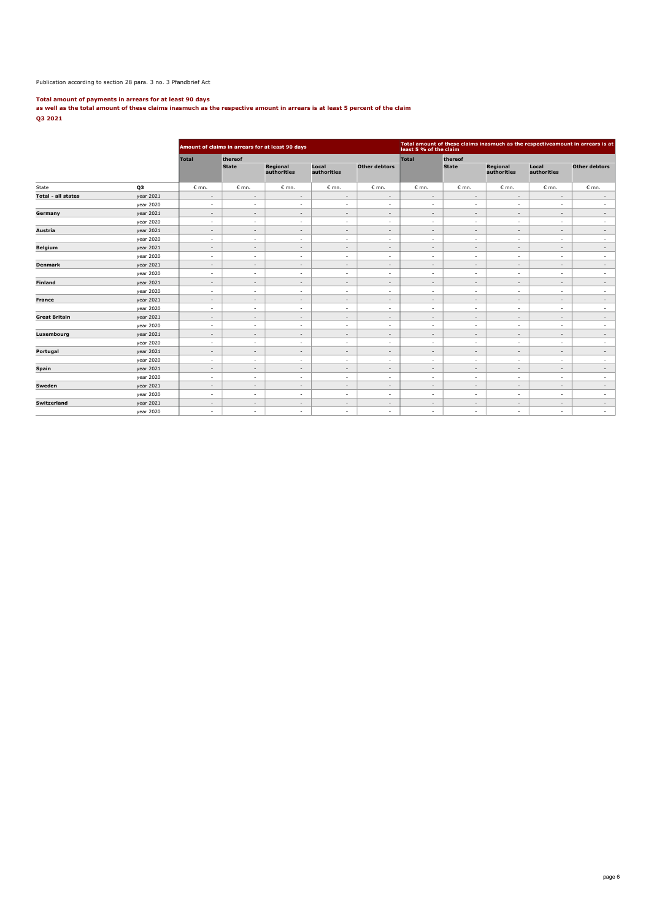Publication according to section 28 para. 3 no. 3 Pfandbrief Act

**Total amount of payments in arrears for at least 90 days**
**as well as the total amount of these claims inasmuch as the respective amount in arrears is at least 5 percent of the claim**
**Q3 2021**

| | | Amount of claims in arrears for at least 90 days | | | | | Total amount of these claims inasmuch as the respectiveamount in arrears is at least 5 % of the claim | | | | |
|---|---|---|---|---|---|---|---|---|---|---|---|
| | | Total | thereof | | | | Total | thereof | | | |
| | | | State | Regional authorities | Local authorities | Other debtors | | State | Regional authorities | Local authorities | Other debtors |
| State | Q3 | € mn. | € mn. | € mn. | € mn. | € mn. | € mn. | € mn. | € mn. | € mn. | € mn. |
| **Total - all states** | year 2021 | - | - | - | - | - | - | - | - | - | - |
| | year 2020 | - | - | - | - | - | - | - | - | - | - |
| **Germany** | year 2021 | - | - | - | - | - | - | - | - | - | - |
| | year 2020 | - | - | - | - | - | - | - | - | - | - |
| **Austria** | year 2021 | - | - | - | - | - | - | - | - | - | - |
| | year 2020 | - | - | - | - | - | - | - | - | - | - |
| **Belgium** | year 2021 | - | - | - | - | - | - | - | - | - | - |
| | year 2020 | - | - | - | - | - | - | - | - | - | - |
| **Denmark** | year 2021 | - | - | - | - | - | - | - | - | - | - |
| | year 2020 | - | - | - | - | - | - | - | - | - | - |
| **Finland** | year 2021 | - | - | - | - | - | - | - | - | - | - |
| | year 2020 | - | - | - | - | - | - | - | - | - | - |
| **France** | year 2021 | - | - | - | - | - | - | - | - | - | - |
| | year 2020 | - | - | - | - | - | - | - | - | - | - |
| **Great Britain** | year 2021 | - | - | - | - | - | - | - | - | - | - |
| | year 2020 | - | - | - | - | - | - | - | - | - | - |
| **Luxembourg** | year 2021 | - | - | - | - | - | - | - | - | - | - |
| | year 2020 | - | - | - | - | - | - | - | - | - | - |
| **Portugal** | year 2021 | - | - | - | - | - | - | - | - | - | - |
| | year 2020 | - | - | - | - | - | - | - | - | - | - |
| **Spain** | year 2021 | - | - | - | - | - | - | - | - | - | - |
| | year 2020 | - | - | - | - | - | - | - | - | - | - |
| **Sweden** | year 2021 | - | - | - | - | - | - | - | - | - | - |
| | year 2020 | - | - | - | - | - | - | - | - | - | - |
| **Switzerland** | year 2021 | - | - | - | - | - | - | - | - | - | - |
| | year 2020 | - | - | - | - | - | - | - | - | - | - |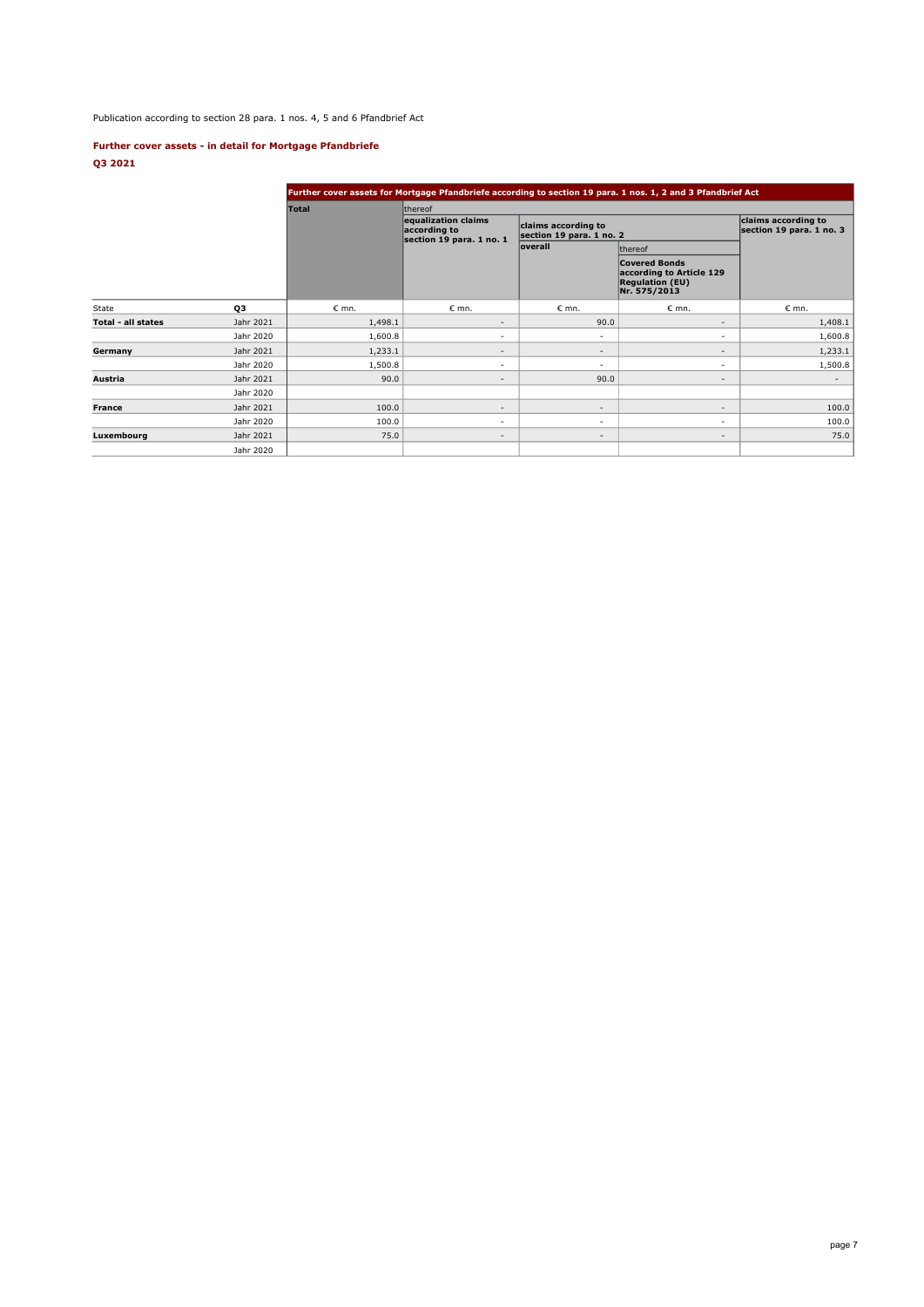Publication according to section 28 para. 1 nos. 4, 5 and 6 Pfandbrief Act

### Further cover assets - in detail for Mortgage Pfandbriefe

### Q3 2021

| | | Further cover assets for Mortgage Pfandbriefe according to section 19 para. 1 nos. 1, 2 and 3 Pfandbrief Act | | | | |
|---|---|---|---|---|---|---|
| | | Total | thereof | | | |
| | | | equalization claims according to section 19 para. 1 no. 1 | claims according to section 19 para. 1 no. 2 | | claims according to section 19 para. 1 no. 3 |
| | | | | overall | thereof | |
| | | | | | Covered Bonds according to Article 129 Regulation (EU) Nr. 575/2013 | |
| State | Q3 | € mn. | € mn. | € mn. | € mn. | € mn. |
| **Total - all states** | Jahr 2021 | 1,498.1 | - | 90.0 | - | 1,408.1 |
| | Jahr 2020 | 1,600.8 | - | - | - | 1,600.8 |
| **Germany** | Jahr 2021 | 1,233.1 | - | - | - | 1,233.1 |
| | Jahr 2020 | 1,500.8 | - | - | - | 1,500.8 |
| **Austria** | Jahr 2021 | 90.0 | - | 90.0 | - | - |
| | Jahr 2020 | | | | | |
| **France** | Jahr 2021 | 100.0 | - | - | - | 100.0 |
| | Jahr 2020 | 100.0 | - | - | - | 100.0 |
| **Luxembourg** | Jahr 2021 | 75.0 | - | - | - | 75.0 |
| | Jahr 2020 | | | | | |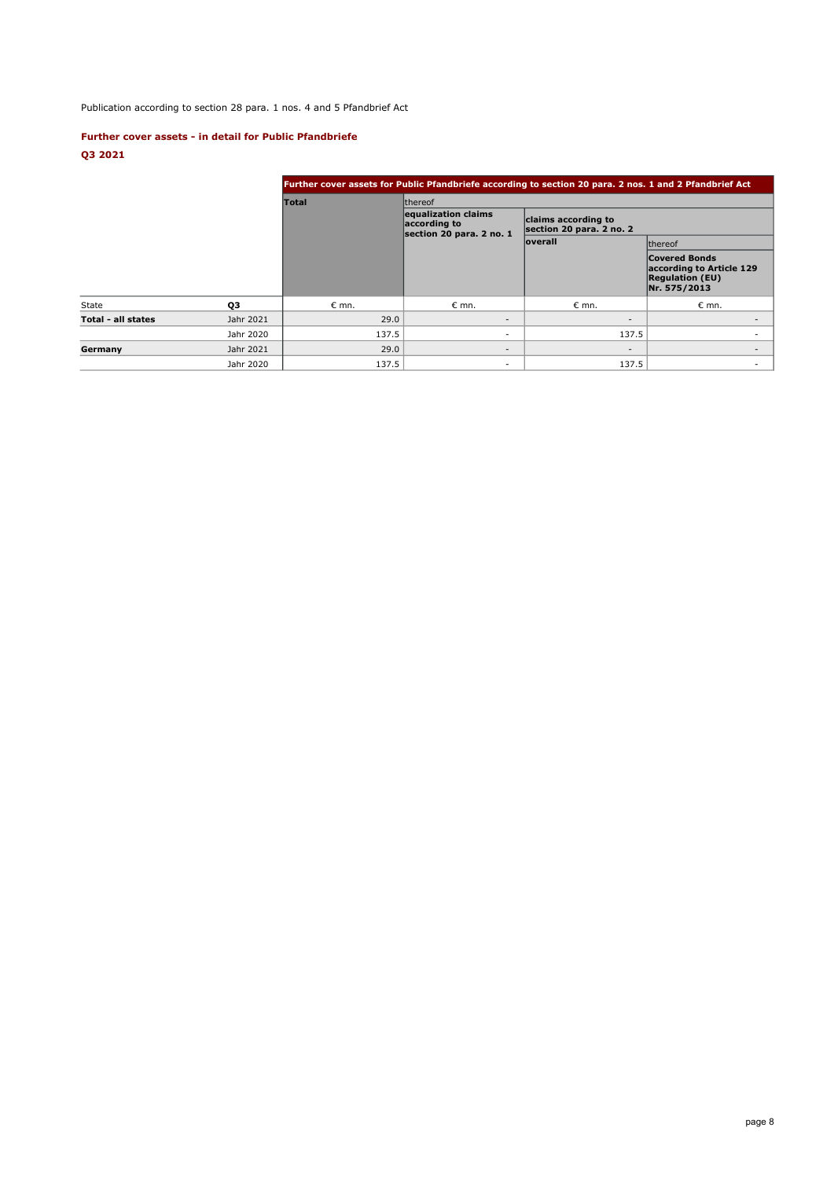Publication according to section 28 para. 1 nos. 4 and 5 Pfandbrief Act

### Further cover assets - in detail for Public Pfandbriefe

### Q3 2021

| | | Further cover assets for Public Pfandbriefe according to section 20 para. 2 nos. 1 and 2 Pfandbrief Act | | | |
|---|---|---|---|---|---|
| | | **Total** | thereof | | |
| | | | **equalization claims according to section 20 para. 2 no. 1** | **claims according to section 20 para. 2 no. 2** | |
| | | | | **overall** | thereof |
| | | | | | **Covered Bonds according to Article 129 Regulation (EU) Nr. 575/2013** |
| State | **Q3** | € mn. | € mn. | € mn. | € mn. |
| **Total - all states** | Jahr 2021 | 29.0 | - | - | - |
| | Jahr 2020 | 137.5 | - | 137.5 | - |
| **Germany** | Jahr 2021 | 29.0 | - | - | - |
| | Jahr 2020 | 137.5 | - | 137.5 | - |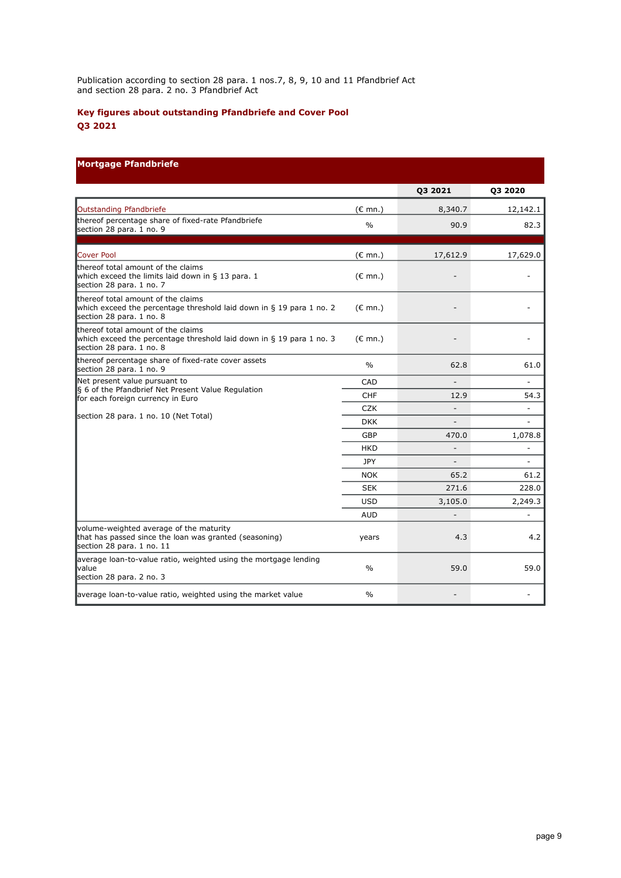Publication according to section 28 para. 1 nos.7, 8, 9, 10 and 11 Pfandbrief Act
and section 28 para. 2 no. 3 Pfandbrief Act

**Key figures about outstanding Pfandbriefe and Cover Pool**
**Q3 2021**

| Mortgage Pfandbriefe | | Q3 2021 | Q3 2020 |
|---|---|---|---|
| Outstanding Pfandbriefe | (€ mn.) | 8,340.7 | 12,142.1 |
| thereof percentage share of fixed-rate Pfandbriefe section 28 para. 1 no. 9 | % | 90.9 | 82.3 |
| Cover Pool | (€ mn.) | 17,612.9 | 17,629.0 |
| thereof total amount of the claims which exceed the limits laid down in § 13 para. 1 section 28 para. 1 no. 7 | (€ mn.) | - | - |
| thereof total amount of the claims which exceed the percentage threshold laid down in § 19 para 1 no. 2 section 28 para. 1 no. 8 | (€ mn.) | - | - |
| thereof total amount of the claims which exceed the percentage threshold laid down in § 19 para 1 no. 3 section 28 para. 1 no. 8 | (€ mn.) | - | - |
| thereof percentage share of fixed-rate cover assets section 28 para. 1 no. 9 | % | 62.8 | 61.0 |
| Net present value pursuant to § 6 of the Pfandbrief Net Present Value Regulation for each foreign currency in Euro section 28 para. 1 no. 10 (Net Total) | CAD | - | - |
| | CHF | 12.9 | 54.3 |
| | CZK | - | - |
| | DKK | - | - |
| | GBP | 470.0 | 1,078.8 |
| | HKD | - | - |
| | JPY | - | - |
| | NOK | 65.2 | 61.2 |
| | SEK | 271.6 | 228.0 |
| | USD | 3,105.0 | 2,249.3 |
| | AUD | - | - |
| volume-weighted average of the maturity that has passed since the loan was granted (seasoning) section 28 para. 1 no. 11 | years | 4.3 | 4.2 |
| average loan-to-value ratio, weighted using the mortgage lending value section 28 para. 2 no. 3 | % | 59.0 | 59.0 |
| average loan-to-value ratio, weighted using the market value | % | - | - |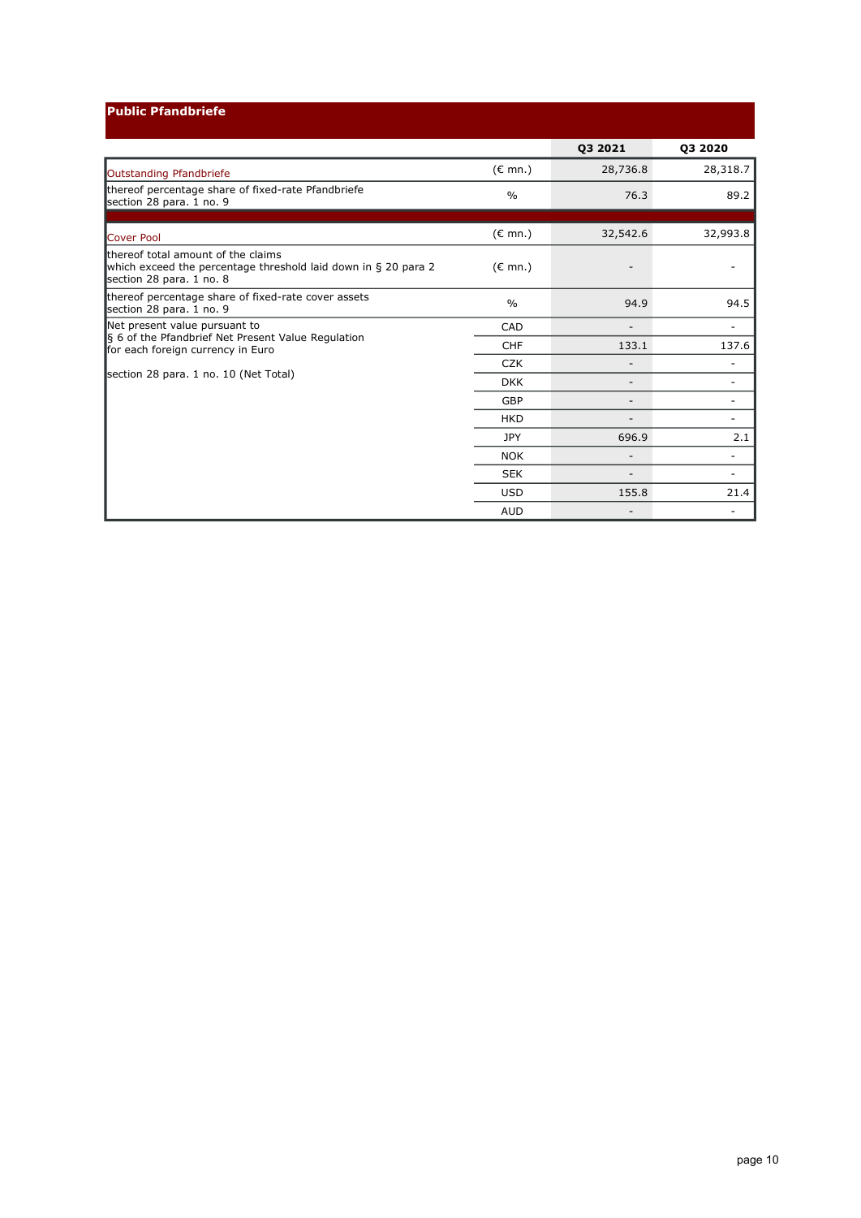## Public Pfandbriefe

| | | Q3 2021 | Q3 2020 |
|---|---|---|---|
| Outstanding Pfandbriefe | (€ mn.) | 28,736.8 | 28,318.7 |
| thereof percentage share of fixed-rate Pfandbriefe section 28 para. 1 no. 9 | % | 76.3 | 89.2 |
| Cover Pool | (€ mn.) | 32,542.6 | 32,993.8 |
| thereof total amount of the claims which exceed the percentage threshold laid down in § 20 para 2 section 28 para. 1 no. 8 | (€ mn.) | - | - |
| thereof percentage share of fixed-rate cover assets section 28 para. 1 no. 9 | % | 94.9 | 94.5 |
| Net present value pursuant to § 6 of the Pfandbrief Net Present Value Regulation for each foreign currency in Euro section 28 para. 1 no. 10 (Net Total) | CAD | - | - |
| | CHF | 133.1 | 137.6 |
| | CZK | - | - |
| | DKK | - | - |
| | GBP | - | - |
| | HKD | - | - |
| | JPY | 696.9 | 2.1 |
| | NOK | - | - |
| | SEK | - | - |
| | USD | 155.8 | 21.4 |
| | AUD | - | - |